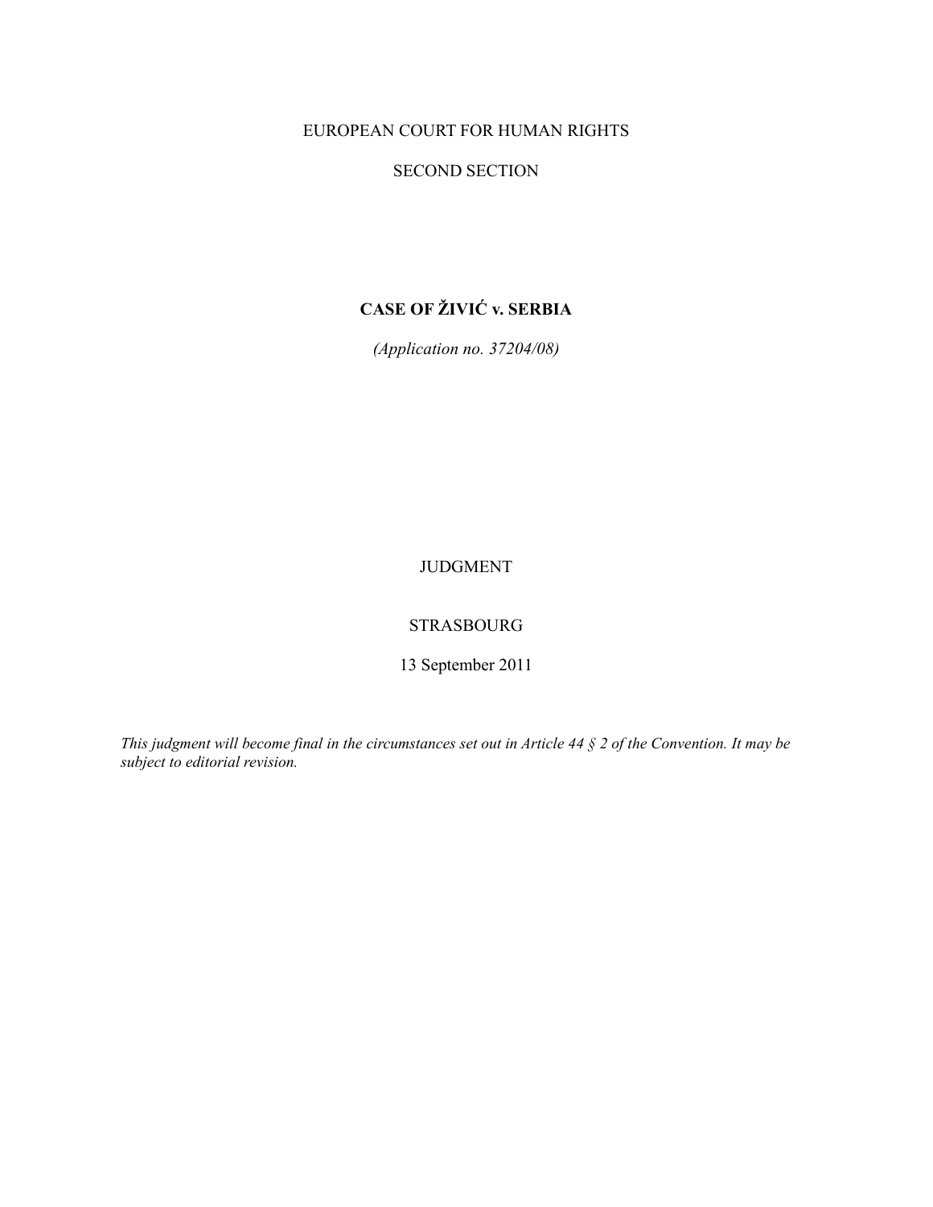EUROPEAN COURT FOR HUMAN RIGHTS

SECOND SECTION

# CASE OF ŽIVIĆ v. SERBIA

*(Application no. 37204/08)*

JUDGMENT

STRASBOURG

13 September 2011

*This judgment will become final in the circumstances set out in Article 44 § 2 of the Convention. It may be subject to editorial revision.*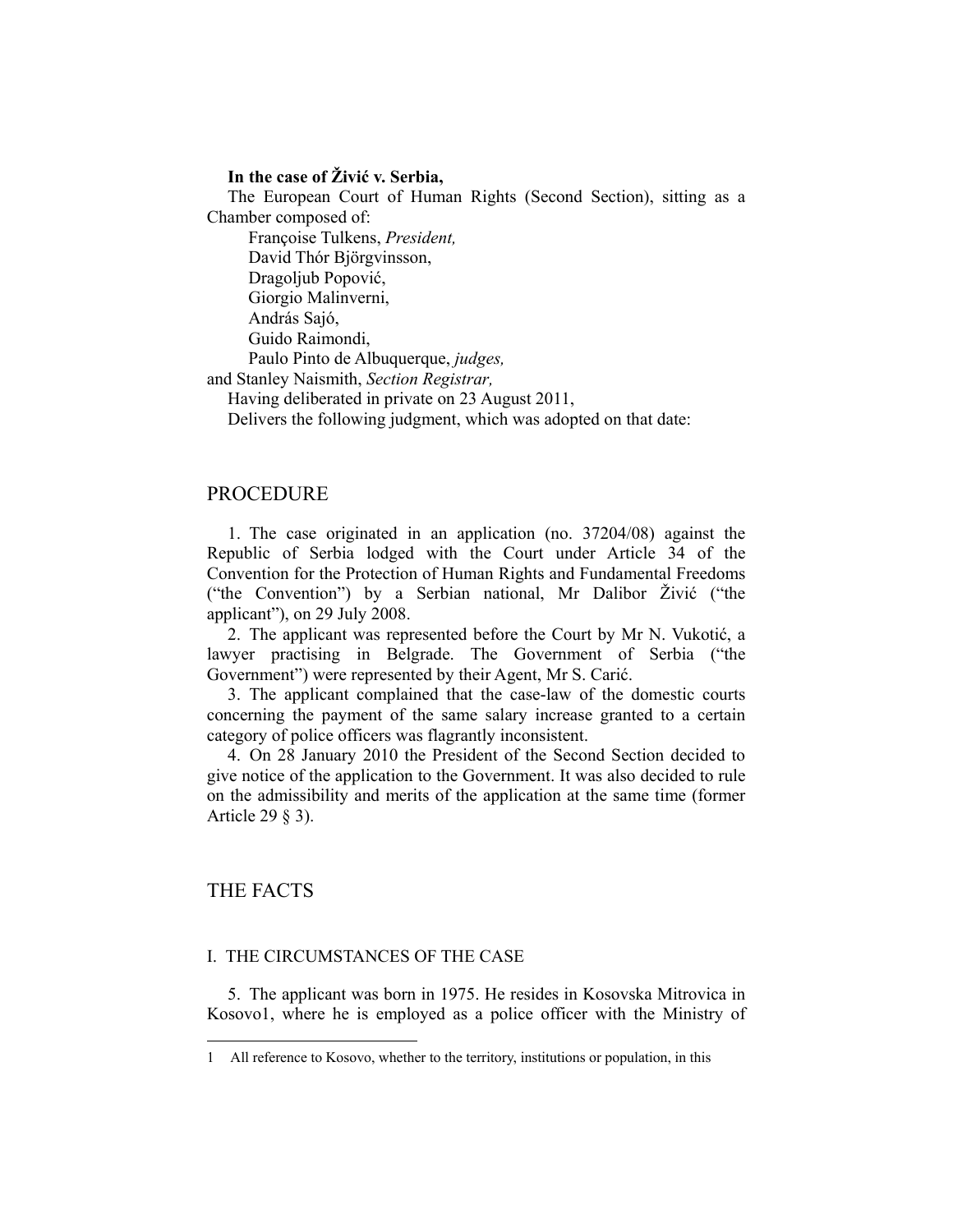**In the case of Živić v. Serbia,**

The European Court of Human Rights (Second Section), sitting as a Chamber composed of:

Françoise Tulkens, *President,*
David Thór Björgvinsson,
Dragoljub Popović,
Giorgio Malinverni,
András Sajó,
Guido Raimondi,
Paulo Pinto de Albuquerque, *judges,*
and Stanley Naismith, *Section Registrar,*

Having deliberated in private on 23 August 2011,

Delivers the following judgment, which was adopted on that date:

# PROCEDURE

1. The case originated in an application (no. 37204/08) against the Republic of Serbia lodged with the Court under Article 34 of the Convention for the Protection of Human Rights and Fundamental Freedoms ("the Convention") by a Serbian national, Mr Dalibor Živić ("the applicant"), on 29 July 2008.

2. The applicant was represented before the Court by Mr N. Vukotić, a lawyer practising in Belgrade. The Government of Serbia ("the Government") were represented by their Agent, Mr S. Carić.

3. The applicant complained that the case-law of the domestic courts concerning the payment of the same salary increase granted to a certain category of police officers was flagrantly inconsistent.

4. On 28 January 2010 the President of the Second Section decided to give notice of the application to the Government. It was also decided to rule on the admissibility and merits of the application at the same time (former Article 29 § 3).

# THE FACTS

## I. THE CIRCUMSTANCES OF THE CASE

5. The applicant was born in 1975. He resides in Kosovska Mitrovica in Kosovo[1], where he is employed as a police officer with the Ministry of

[1] All reference to Kosovo, whether to the territory, institutions or population, in this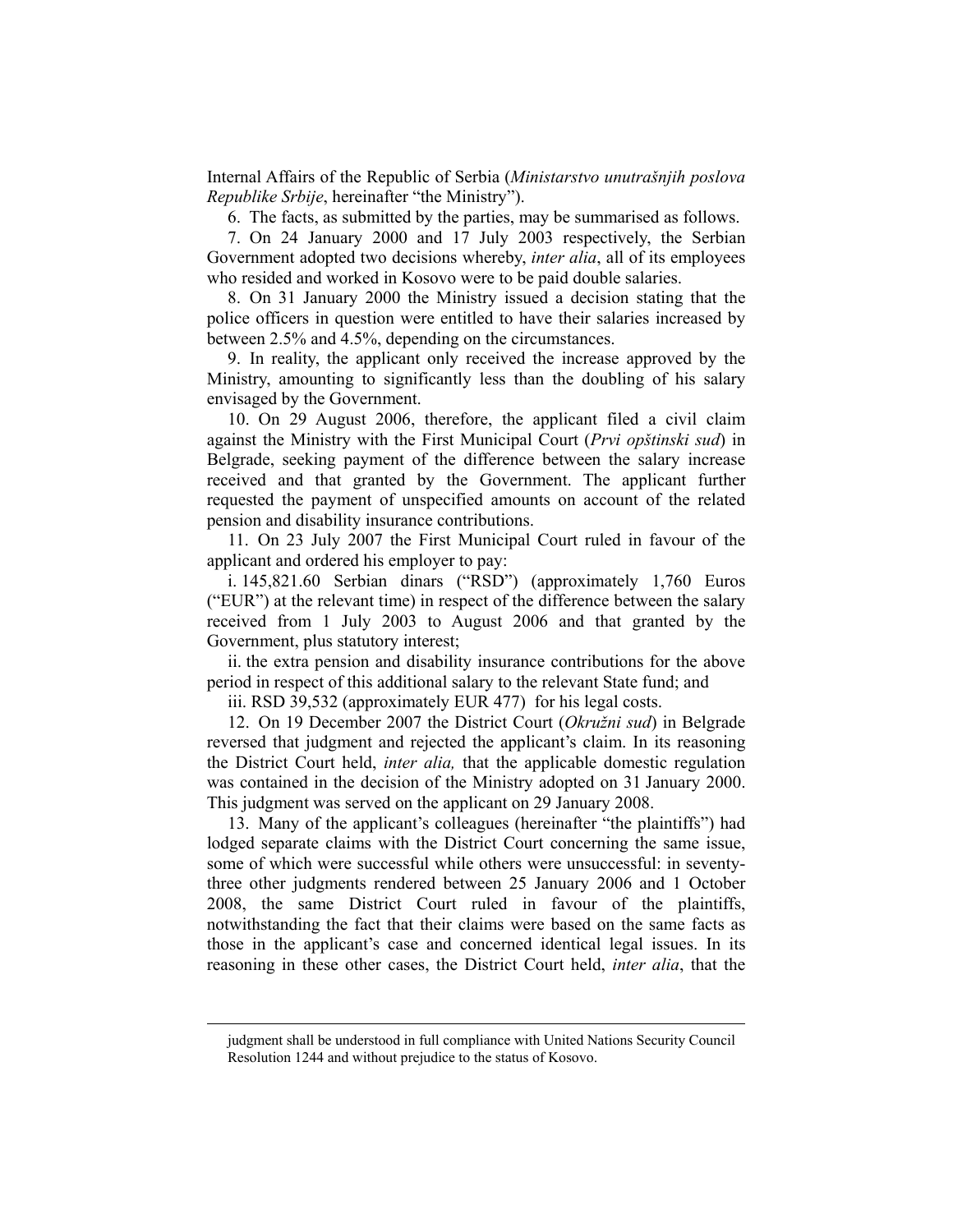Internal Affairs of the Republic of Serbia (*Ministarstvo unutrašnjih poslova Republike Srbije*, hereinafter "the Ministry").

6. The facts, as submitted by the parties, may be summarised as follows.

7. On 24 January 2000 and 17 July 2003 respectively, the Serbian Government adopted two decisions whereby, *inter alia*, all of its employees who resided and worked in Kosovo were to be paid double salaries.

8. On 31 January 2000 the Ministry issued a decision stating that the police officers in question were entitled to have their salaries increased by between 2.5% and 4.5%, depending on the circumstances.

9. In reality, the applicant only received the increase approved by the Ministry, amounting to significantly less than the doubling of his salary envisaged by the Government.

10. On 29 August 2006, therefore, the applicant filed a civil claim against the Ministry with the First Municipal Court (*Prvi opštinski sud*) in Belgrade, seeking payment of the difference between the salary increase received and that granted by the Government. The applicant further requested the payment of unspecified amounts on account of the related pension and disability insurance contributions.

11. On 23 July 2007 the First Municipal Court ruled in favour of the applicant and ordered his employer to pay:

i. 145,821.60 Serbian dinars ("RSD") (approximately 1,760 Euros ("EUR") at the relevant time) in respect of the difference between the salary received from 1 July 2003 to August 2006 and that granted by the Government, plus statutory interest;

ii. the extra pension and disability insurance contributions for the above period in respect of this additional salary to the relevant State fund; and

iii. RSD 39,532 (approximately EUR 477) for his legal costs.

12. On 19 December 2007 the District Court (*Okružni sud*) in Belgrade reversed that judgment and rejected the applicant's claim. In its reasoning the District Court held, *inter alia,* that the applicable domestic regulation was contained in the decision of the Ministry adopted on 31 January 2000. This judgment was served on the applicant on 29 January 2008.

13. Many of the applicant's colleagues (hereinafter "the plaintiffs") had lodged separate claims with the District Court concerning the same issue, some of which were successful while others were unsuccessful: in seventy-three other judgments rendered between 25 January 2006 and 1 October 2008, the same District Court ruled in favour of the plaintiffs, notwithstanding the fact that their claims were based on the same facts as those in the applicant's case and concerned identical legal issues. In its reasoning in these other cases, the District Court held, *inter alia*, that the

judgment shall be understood in full compliance with United Nations Security Council Resolution 1244 and without prejudice to the status of Kosovo.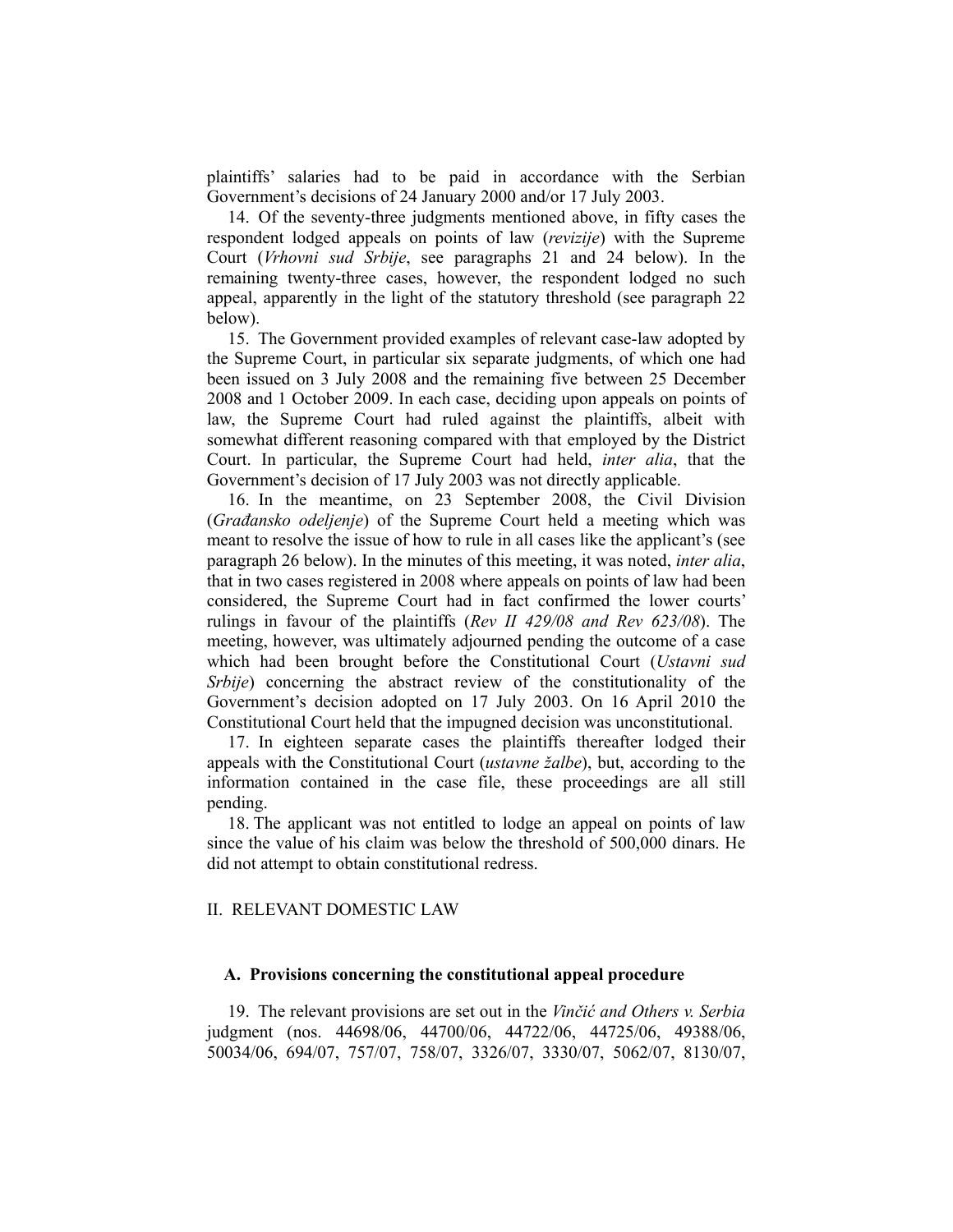plaintiffs' salaries had to be paid in accordance with the Serbian Government's decisions of 24 January 2000 and/or 17 July 2003.

14. Of the seventy-three judgments mentioned above, in fifty cases the respondent lodged appeals on points of law (*revizije*) with the Supreme Court (*Vrhovni sud Srbije*, see paragraphs 21 and 24 below). In the remaining twenty-three cases, however, the respondent lodged no such appeal, apparently in the light of the statutory threshold (see paragraph 22 below).

15. The Government provided examples of relevant case-law adopted by the Supreme Court, in particular six separate judgments, of which one had been issued on 3 July 2008 and the remaining five between 25 December 2008 and 1 October 2009. In each case, deciding upon appeals on points of law, the Supreme Court had ruled against the plaintiffs, albeit with somewhat different reasoning compared with that employed by the District Court. In particular, the Supreme Court had held, *inter alia*, that the Government's decision of 17 July 2003 was not directly applicable.

16. In the meantime, on 23 September 2008, the Civil Division (*Građansko odeljenje*) of the Supreme Court held a meeting which was meant to resolve the issue of how to rule in all cases like the applicant's (see paragraph 26 below). In the minutes of this meeting, it was noted, *inter alia*, that in two cases registered in 2008 where appeals on points of law had been considered, the Supreme Court had in fact confirmed the lower courts' rulings in favour of the plaintiffs (*Rev II 429/08 and Rev 623/08*). The meeting, however, was ultimately adjourned pending the outcome of a case which had been brought before the Constitutional Court (*Ustavni sud Srbije*) concerning the abstract review of the constitutionality of the Government's decision adopted on 17 July 2003. On 16 April 2010 the Constitutional Court held that the impugned decision was unconstitutional.

17. In eighteen separate cases the plaintiffs thereafter lodged their appeals with the Constitutional Court (*ustavne žalbe*), but, according to the information contained in the case file, these proceedings are all still pending.

18. The applicant was not entitled to lodge an appeal on points of law since the value of his claim was below the threshold of 500,000 dinars. He did not attempt to obtain constitutional redress.

## II. RELEVANT DOMESTIC LAW

### A. Provisions concerning the constitutional appeal procedure

19. The relevant provisions are set out in the *Vinčić and Others v. Serbia* judgment (nos. 44698/06, 44700/06, 44722/06, 44725/06, 49388/06, 50034/06, 694/07, 757/07, 758/07, 3326/07, 3330/07, 5062/07, 8130/07,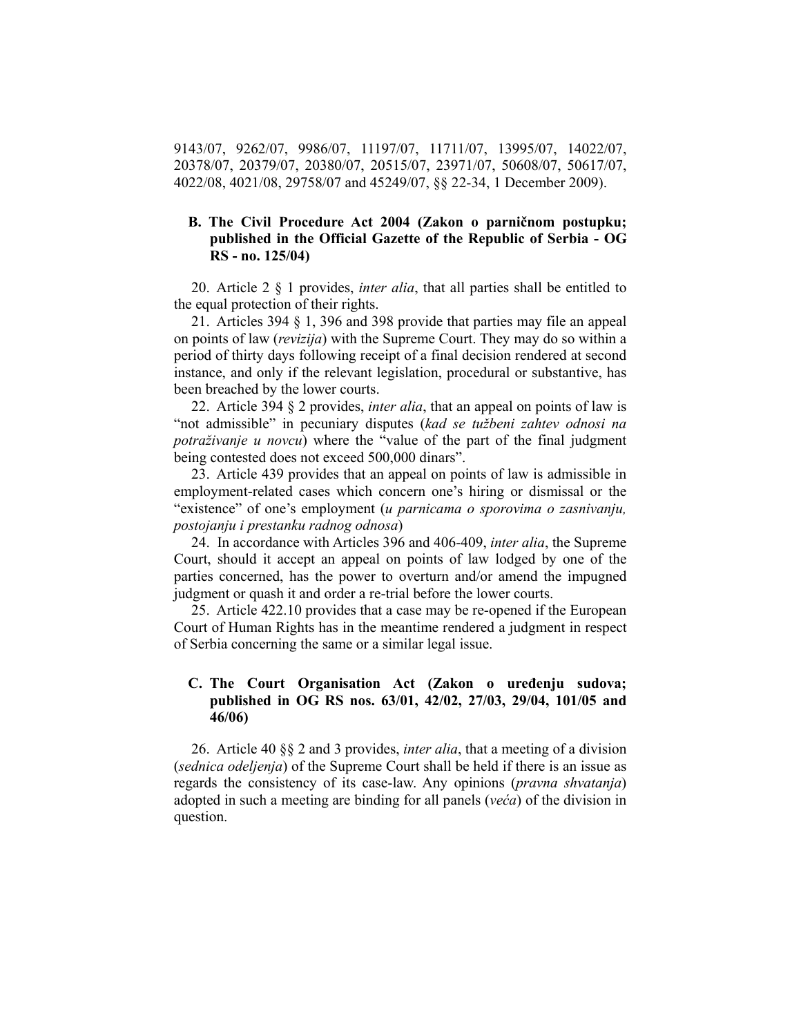9143/07, 9262/07, 9986/07, 11197/07, 11711/07, 13995/07, 14022/07, 20378/07, 20379/07, 20380/07, 20515/07, 23971/07, 50608/07, 50617/07, 4022/08, 4021/08, 29758/07 and 45249/07, §§ 22-34, 1 December 2009).

### B. The Civil Procedure Act 2004 (Zakon o parničnom postupku; published in the Official Gazette of the Republic of Serbia - OG RS - no. 125/04)

20. Article 2 § 1 provides, *inter alia*, that all parties shall be entitled to the equal protection of their rights.

21. Articles 394 § 1, 396 and 398 provide that parties may file an appeal on points of law (*revizija*) with the Supreme Court. They may do so within a period of thirty days following receipt of a final decision rendered at second instance, and only if the relevant legislation, procedural or substantive, has been breached by the lower courts.

22. Article 394 § 2 provides, *inter alia*, that an appeal on points of law is "not admissible" in pecuniary disputes (*kad se tužbeni zahtev odnosi na potraživanje u novcu*) where the "value of the part of the final judgment being contested does not exceed 500,000 dinars".

23. Article 439 provides that an appeal on points of law is admissible in employment-related cases which concern one's hiring or dismissal or the "existence" of one's employment (*u parnicama o sporovima o zasnivanju, postojanju i prestanku radnog odnosa*)

24. In accordance with Articles 396 and 406-409, *inter alia*, the Supreme Court, should it accept an appeal on points of law lodged by one of the parties concerned, has the power to overturn and/or amend the impugned judgment or quash it and order a re-trial before the lower courts.

25. Article 422.10 provides that a case may be re-opened if the European Court of Human Rights has in the meantime rendered a judgment in respect of Serbia concerning the same or a similar legal issue.

### C. The Court Organisation Act (Zakon o uređenju sudova; published in OG RS nos. 63/01, 42/02, 27/03, 29/04, 101/05 and 46/06)

26. Article 40 §§ 2 and 3 provides, *inter alia*, that a meeting of a division (*sednica odeljenja*) of the Supreme Court shall be held if there is an issue as regards the consistency of its case-law. Any opinions (*pravna shvatanja*) adopted in such a meeting are binding for all panels (*veća*) of the division in question.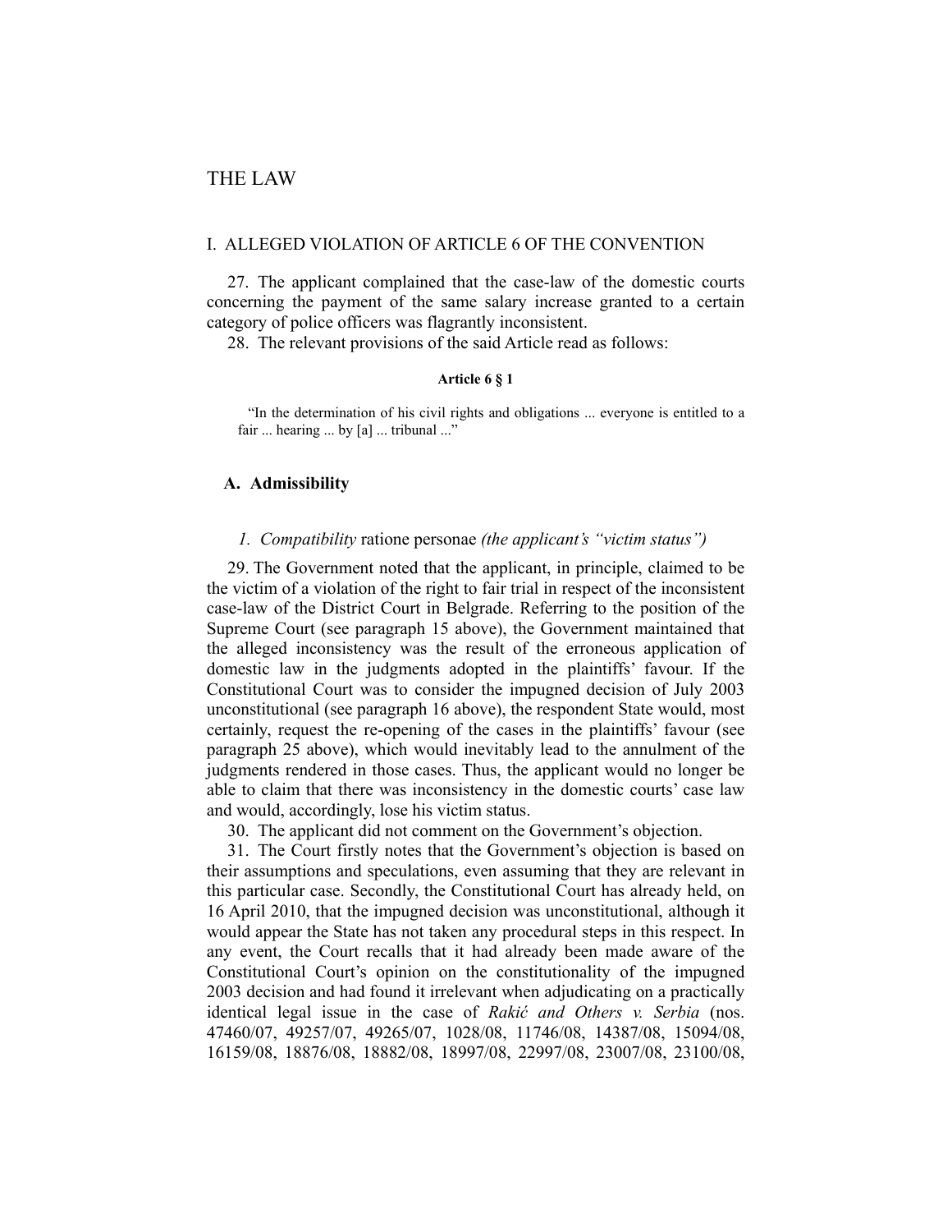# THE LAW

## I. ALLEGED VIOLATION OF ARTICLE 6 OF THE CONVENTION

27. The applicant complained that the case-law of the domestic courts concerning the payment of the same salary increase granted to a certain category of police officers was flagrantly inconsistent.

28. The relevant provisions of the said Article read as follows:

**Article 6 § 1**

> "In the determination of his civil rights and obligations ... everyone is entitled to a fair ... hearing ... by [a] ... tribunal ..."

### A. Admissibility

#### *1. Compatibility* ratione personae *(the applicant's "victim status")*

29. The Government noted that the applicant, in principle, claimed to be the victim of a violation of the right to fair trial in respect of the inconsistent case-law of the District Court in Belgrade. Referring to the position of the Supreme Court (see paragraph 15 above), the Government maintained that the alleged inconsistency was the result of the erroneous application of domestic law in the judgments adopted in the plaintiffs' favour. If the Constitutional Court was to consider the impugned decision of July 2003 unconstitutional (see paragraph 16 above), the respondent State would, most certainly, request the re-opening of the cases in the plaintiffs' favour (see paragraph 25 above), which would inevitably lead to the annulment of the judgments rendered in those cases. Thus, the applicant would no longer be able to claim that there was inconsistency in the domestic courts' case law and would, accordingly, lose his victim status.

30. The applicant did not comment on the Government's objection.

31. The Court firstly notes that the Government's objection is based on their assumptions and speculations, even assuming that they are relevant in this particular case. Secondly, the Constitutional Court has already held, on 16 April 2010, that the impugned decision was unconstitutional, although it would appear the State has not taken any procedural steps in this respect. In any event, the Court recalls that it had already been made aware of the Constitutional Court's opinion on the constitutionality of the impugned 2003 decision and had found it irrelevant when adjudicating on a practically identical legal issue in the case of *Rakić and Others v. Serbia* (nos. 47460/07, 49257/07, 49265/07, 1028/08, 11746/08, 14387/08, 15094/08, 16159/08, 18876/08, 18882/08, 18997/08, 22997/08, 23007/08, 23100/08,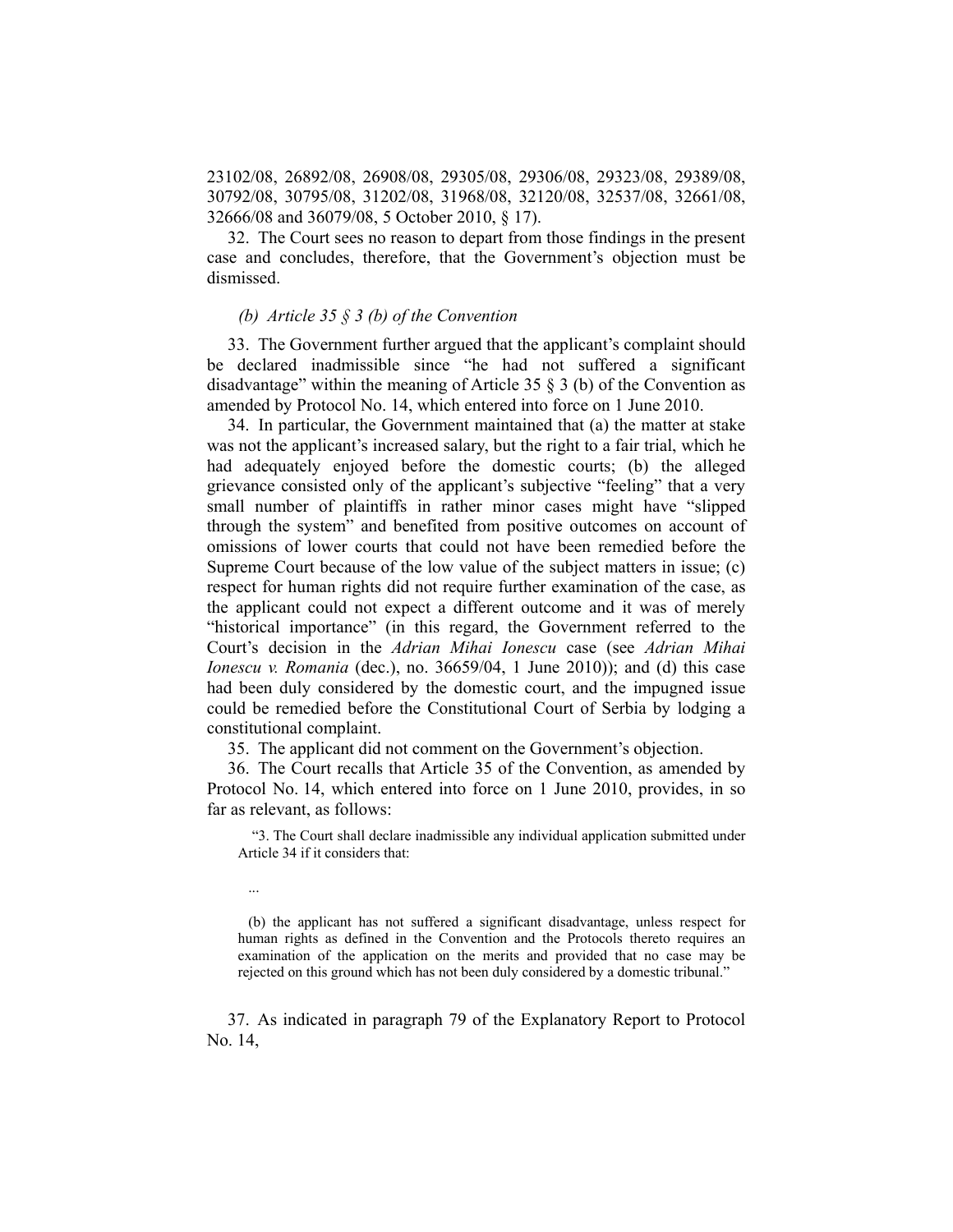23102/08, 26892/08, 26908/08, 29305/08, 29306/08, 29323/08, 29389/08, 30792/08, 30795/08, 31202/08, 31968/08, 32120/08, 32537/08, 32661/08, 32666/08 and 36079/08, 5 October 2010, § 17).

32. The Court sees no reason to depart from those findings in the present case and concludes, therefore, that the Government's objection must be dismissed.

*(b) Article 35 § 3 (b) of the Convention*

33. The Government further argued that the applicant's complaint should be declared inadmissible since "he had not suffered a significant disadvantage" within the meaning of Article 35 § 3 (b) of the Convention as amended by Protocol No. 14, which entered into force on 1 June 2010.

34. In particular, the Government maintained that (a) the matter at stake was not the applicant's increased salary, but the right to a fair trial, which he had adequately enjoyed before the domestic courts; (b) the alleged grievance consisted only of the applicant's subjective "feeling" that a very small number of plaintiffs in rather minor cases might have "slipped through the system" and benefited from positive outcomes on account of omissions of lower courts that could not have been remedied before the Supreme Court because of the low value of the subject matters in issue; (c) respect for human rights did not require further examination of the case, as the applicant could not expect a different outcome and it was of merely "historical importance" (in this regard, the Government referred to the Court's decision in the *Adrian Mihai Ionescu* case (see *Adrian Mihai Ionescu v. Romania* (dec.), no. 36659/04, 1 June 2010)); and (d) this case had been duly considered by the domestic court, and the impugned issue could be remedied before the Constitutional Court of Serbia by lodging a constitutional complaint.

35. The applicant did not comment on the Government's objection.

36. The Court recalls that Article 35 of the Convention, as amended by Protocol No. 14, which entered into force on 1 June 2010, provides, in so far as relevant, as follows:

> "3. The Court shall declare inadmissible any individual application submitted under Article 34 if it considers that:
>
> ...
>
> (b) the applicant has not suffered a significant disadvantage, unless respect for human rights as defined in the Convention and the Protocols thereto requires an examination of the application on the merits and provided that no case may be rejected on this ground which has not been duly considered by a domestic tribunal."

37. As indicated in paragraph 79 of the Explanatory Report to Protocol No. 14,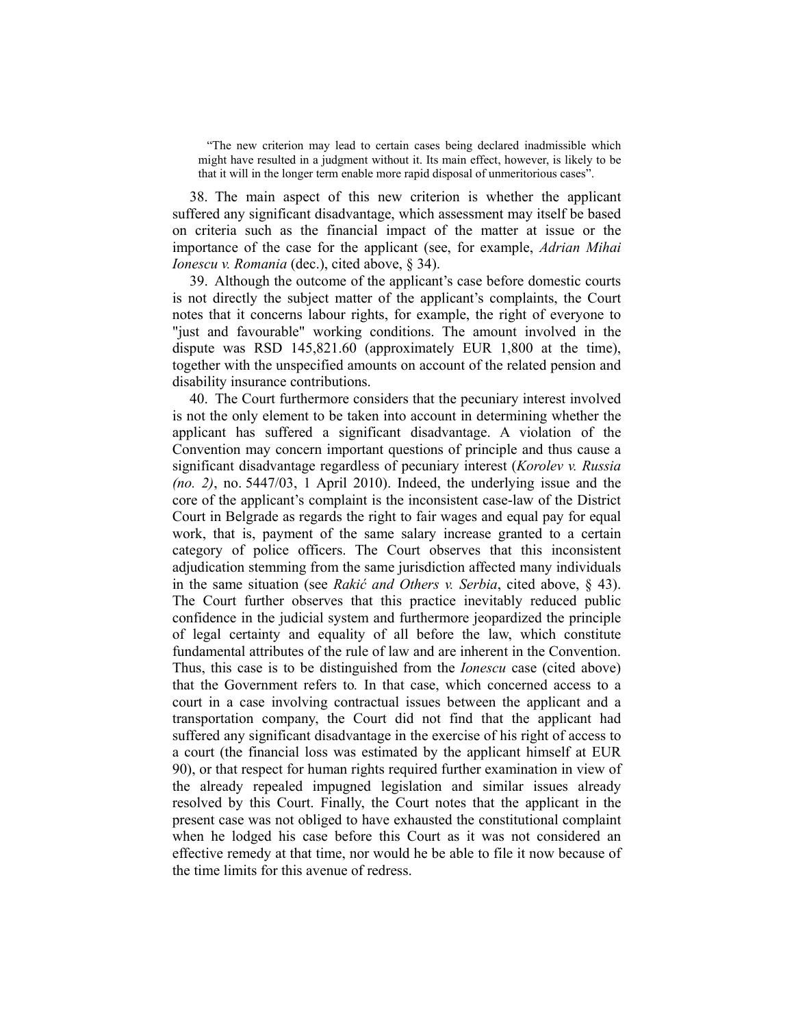> "The new criterion may lead to certain cases being declared inadmissible which might have resulted in a judgment without it. Its main effect, however, is likely to be that it will in the longer term enable more rapid disposal of unmeritorious cases".

38. The main aspect of this new criterion is whether the applicant suffered any significant disadvantage, which assessment may itself be based on criteria such as the financial impact of the matter at issue or the importance of the case for the applicant (see, for example, *Adrian Mihai Ionescu v. Romania* (dec.), cited above, § 34).

39. Although the outcome of the applicant's case before domestic courts is not directly the subject matter of the applicant's complaints, the Court notes that it concerns labour rights, for example, the right of everyone to "just and favourable" working conditions. The amount involved in the dispute was RSD 145,821.60 (approximately EUR 1,800 at the time), together with the unspecified amounts on account of the related pension and disability insurance contributions.

40. The Court furthermore considers that the pecuniary interest involved is not the only element to be taken into account in determining whether the applicant has suffered a significant disadvantage. A violation of the Convention may concern important questions of principle and thus cause a significant disadvantage regardless of pecuniary interest (*Korolev v. Russia (no. 2)*, no. 5447/03, 1 April 2010). Indeed, the underlying issue and the core of the applicant's complaint is the inconsistent case-law of the District Court in Belgrade as regards the right to fair wages and equal pay for equal work, that is, payment of the same salary increase granted to a certain category of police officers. The Court observes that this inconsistent adjudication stemming from the same jurisdiction affected many individuals in the same situation (see *Rakić and Others v. Serbia*, cited above, § 43). The Court further observes that this practice inevitably reduced public confidence in the judicial system and furthermore jeopardized the principle of legal certainty and equality of all before the law, which constitute fundamental attributes of the rule of law and are inherent in the Convention. Thus, this case is to be distinguished from the *Ionescu* case (cited above) that the Government refers to. In that case, which concerned access to a court in a case involving contractual issues between the applicant and a transportation company, the Court did not find that the applicant had suffered any significant disadvantage in the exercise of his right of access to a court (the financial loss was estimated by the applicant himself at EUR 90), or that respect for human rights required further examination in view of the already repealed impugned legislation and similar issues already resolved by this Court. Finally, the Court notes that the applicant in the present case was not obliged to have exhausted the constitutional complaint when he lodged his case before this Court as it was not considered an effective remedy at that time, nor would he be able to file it now because of the time limits for this avenue of redress.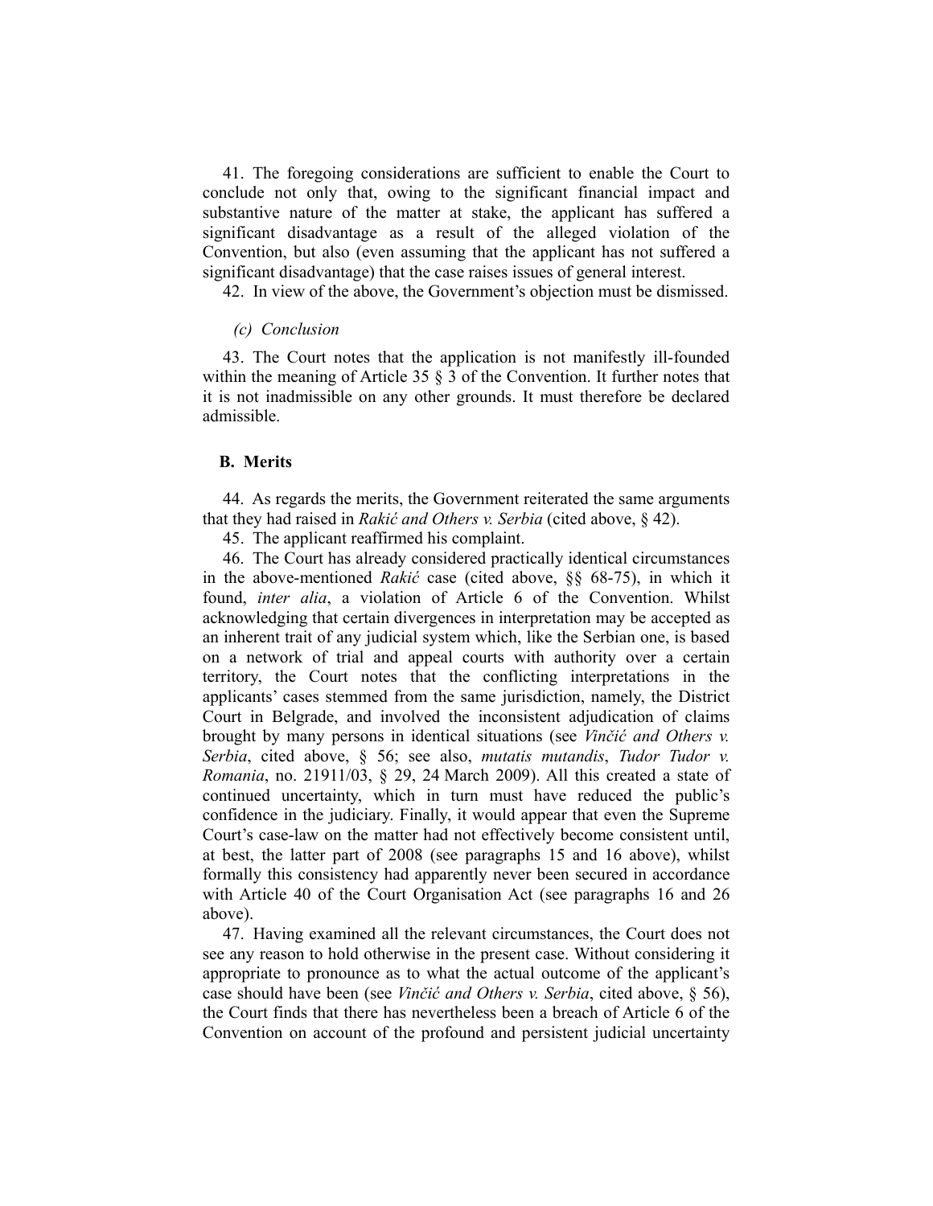41. The foregoing considerations are sufficient to enable the Court to conclude not only that, owing to the significant financial impact and substantive nature of the matter at stake, the applicant has suffered a significant disadvantage as a result of the alleged violation of the Convention, but also (even assuming that the applicant has not suffered a significant disadvantage) that the case raises issues of general interest.

42. In view of the above, the Government's objection must be dismissed.

*(c) Conclusion*

43. The Court notes that the application is not manifestly ill-founded within the meaning of Article 35 § 3 of the Convention. It further notes that it is not inadmissible on any other grounds. It must therefore be declared admissible.

### B. Merits

44. As regards the merits, the Government reiterated the same arguments that they had raised in *Rakić and Others v. Serbia* (cited above, § 42).

45. The applicant reaffirmed his complaint.

46. The Court has already considered practically identical circumstances in the above-mentioned *Rakić* case (cited above, §§ 68-75), in which it found, *inter alia*, a violation of Article 6 of the Convention. Whilst acknowledging that certain divergences in interpretation may be accepted as an inherent trait of any judicial system which, like the Serbian one, is based on a network of trial and appeal courts with authority over a certain territory, the Court notes that the conflicting interpretations in the applicants' cases stemmed from the same jurisdiction, namely, the District Court in Belgrade, and involved the inconsistent adjudication of claims brought by many persons in identical situations (see *Vinčić and Others v. Serbia*, cited above, § 56; see also, *mutatis mutandis*, *Tudor Tudor v. Romania*, no. 21911/03, § 29, 24 March 2009). All this created a state of continued uncertainty, which in turn must have reduced the public's confidence in the judiciary. Finally, it would appear that even the Supreme Court's case-law on the matter had not effectively become consistent until, at best, the latter part of 2008 (see paragraphs 15 and 16 above), whilst formally this consistency had apparently never been secured in accordance with Article 40 of the Court Organisation Act (see paragraphs 16 and 26 above).

47. Having examined all the relevant circumstances, the Court does not see any reason to hold otherwise in the present case. Without considering it appropriate to pronounce as to what the actual outcome of the applicant's case should have been (see *Vinčić and Others v. Serbia*, cited above, § 56), the Court finds that there has nevertheless been a breach of Article 6 of the Convention on account of the profound and persistent judicial uncertainty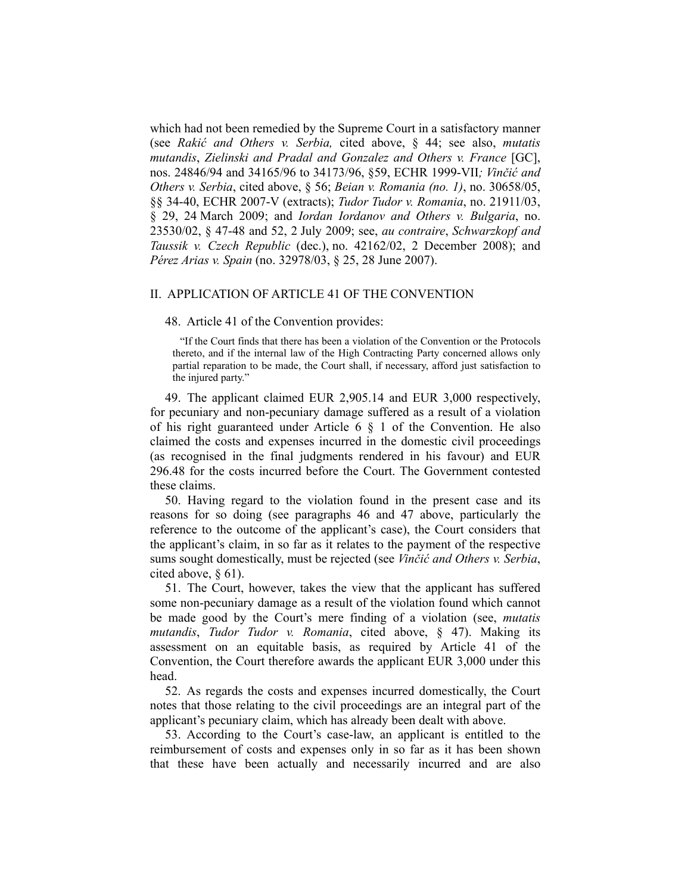which had not been remedied by the Supreme Court in a satisfactory manner (see *Rakić and Others v. Serbia,* cited above, § 44; see also, *mutatis mutandis*, *Zielinski and Pradal and Gonzalez and Others v. France* [GC], nos. 24846/94 and 34165/96 to 34173/96, §59, ECHR 1999-VII*; Vinčić and Others v. Serbia*, cited above, § 56; *Beian v. Romania (no. 1)*, no. 30658/05, §§ 34-40, ECHR 2007-V (extracts); *Tudor Tudor v. Romania*, no. 21911/03, § 29, 24 March 2009; and *Iordan Iordanov and Others v. Bulgaria*, no. 23530/02, § 47-48 and 52, 2 July 2009; see, *au contraire*, *Schwarzkopf and Taussik v. Czech Republic* (dec.), no. 42162/02, 2 December 2008); and *Pérez Arias v. Spain* (no. 32978/03, § 25, 28 June 2007).

## II. APPLICATION OF ARTICLE 41 OF THE CONVENTION

48. Article 41 of the Convention provides:

> "If the Court finds that there has been a violation of the Convention or the Protocols thereto, and if the internal law of the High Contracting Party concerned allows only partial reparation to be made, the Court shall, if necessary, afford just satisfaction to the injured party."

49. The applicant claimed EUR 2,905.14 and EUR 3,000 respectively, for pecuniary and non-pecuniary damage suffered as a result of a violation of his right guaranteed under Article 6 § 1 of the Convention. He also claimed the costs and expenses incurred in the domestic civil proceedings (as recognised in the final judgments rendered in his favour) and EUR 296.48 for the costs incurred before the Court. The Government contested these claims.

50. Having regard to the violation found in the present case and its reasons for so doing (see paragraphs 46 and 47 above, particularly the reference to the outcome of the applicant's case), the Court considers that the applicant's claim, in so far as it relates to the payment of the respective sums sought domestically, must be rejected (see *Vinčić and Others v. Serbia*, cited above, § 61).

51. The Court, however, takes the view that the applicant has suffered some non-pecuniary damage as a result of the violation found which cannot be made good by the Court's mere finding of a violation (see, *mutatis mutandis*, *Tudor Tudor v. Romania*, cited above, § 47). Making its assessment on an equitable basis, as required by Article 41 of the Convention, the Court therefore awards the applicant EUR 3,000 under this head.

52. As regards the costs and expenses incurred domestically, the Court notes that those relating to the civil proceedings are an integral part of the applicant's pecuniary claim, which has already been dealt with above.

53. According to the Court's case-law, an applicant is entitled to the reimbursement of costs and expenses only in so far as it has been shown that these have been actually and necessarily incurred and are also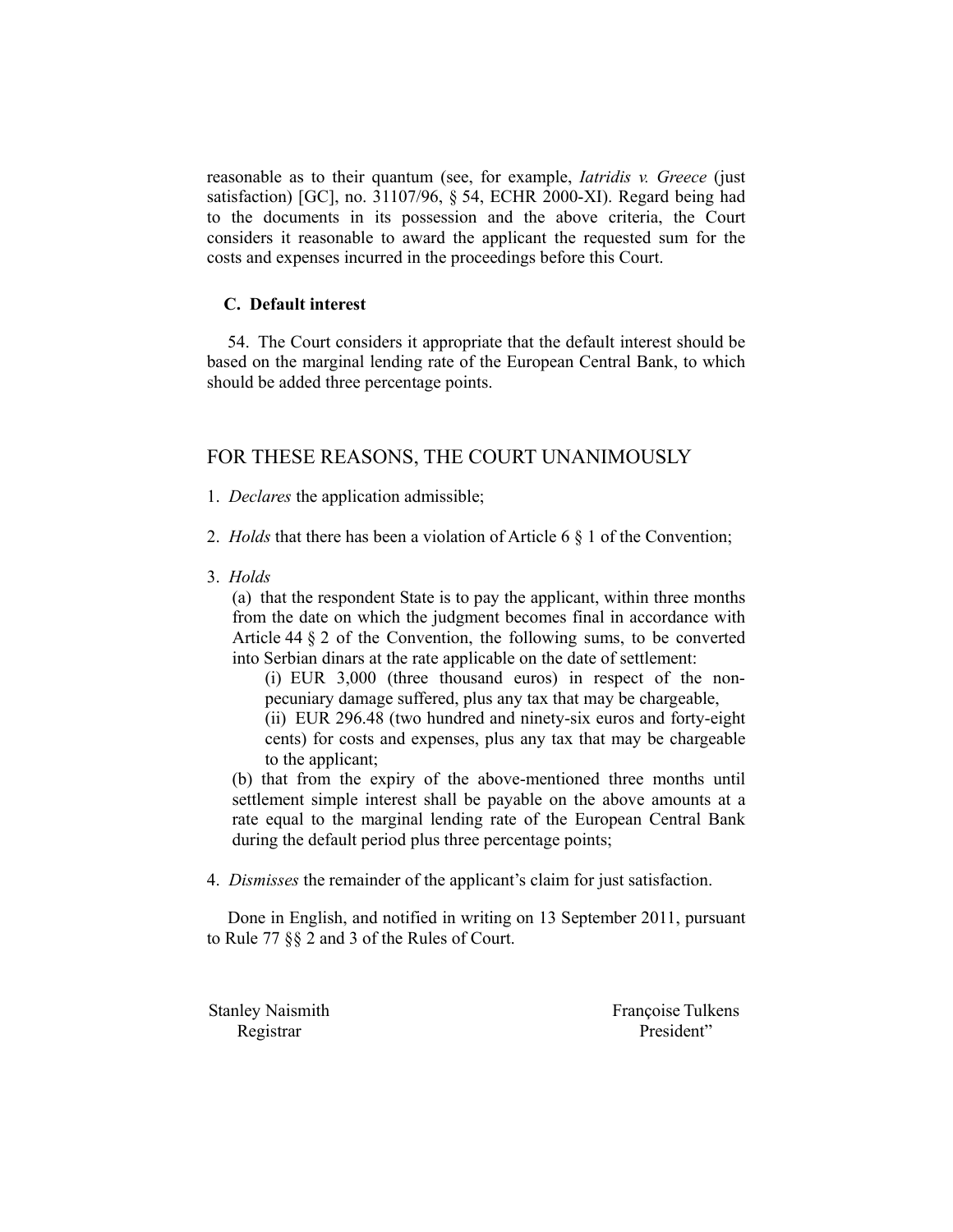reasonable as to their quantum (see, for example, *Iatridis v. Greece* (just satisfaction) [GC], no. 31107/96, § 54, ECHR 2000-XI). Regard being had to the documents in its possession and the above criteria, the Court considers it reasonable to award the applicant the requested sum for the costs and expenses incurred in the proceedings before this Court.

### C. Default interest

54. The Court considers it appropriate that the default interest should be based on the marginal lending rate of the European Central Bank, to which should be added three percentage points.

## FOR THESE REASONS, THE COURT UNANIMOUSLY

1. *Declares* the application admissible;

2. *Holds* that there has been a violation of Article 6 § 1 of the Convention;

3. *Holds*

   (a) that the respondent State is to pay the applicant, within three months from the date on which the judgment becomes final in accordance with Article 44 § 2 of the Convention, the following sums, to be converted into Serbian dinars at the rate applicable on the date of settlement:

   (i) EUR 3,000 (three thousand euros) in respect of the non-pecuniary damage suffered, plus any tax that may be chargeable,

   (ii) EUR 296.48 (two hundred and ninety-six euros and forty-eight cents) for costs and expenses, plus any tax that may be chargeable to the applicant;

   (b) that from the expiry of the above-mentioned three months until settlement simple interest shall be payable on the above amounts at a rate equal to the marginal lending rate of the European Central Bank during the default period plus three percentage points;

4. *Dismisses* the remainder of the applicant's claim for just satisfaction.

Done in English, and notified in writing on 13 September 2011, pursuant to Rule 77 §§ 2 and 3 of the Rules of Court.

Stanley Naismith
Registrar

Françoise Tulkens
President"